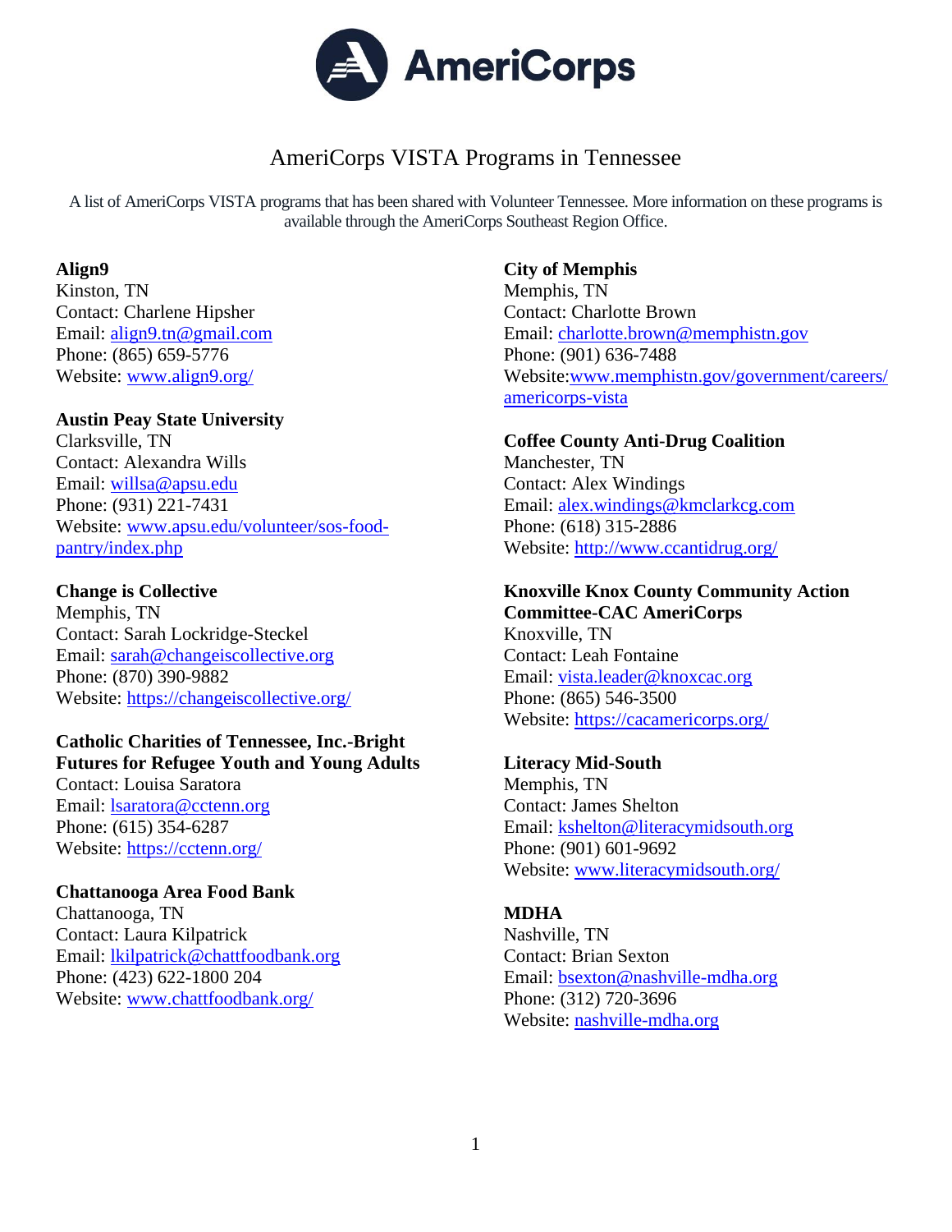# AmeriCorps

## AmeriCorps VISTA Programs in Tennessee

A list of AmeriCorps VISTA programs that has been shared with Volunteer Tennessee. More information on these programs is available through the AmeriCorps Southeast Region Office.

**Align9**
Kinston, TN
Contact: Charlene Hipsher
Email: align9.tn@gmail.com
Phone: (865) 659-5776
Website: www.align9.org/

**Austin Peay State University**
Clarksville, TN
Contact: Alexandra Wills
Email: willsa@apsu.edu
Phone: (931) 221-7431
Website: www.apsu.edu/volunteer/sos-food-pantry/index.php

**Change is Collective**
Memphis, TN
Contact: Sarah Lockridge-Steckel
Email: sarah@changeiscollective.org
Phone: (870) 390-9882
Website: https://changeiscollective.org/

**Catholic Charities of Tennessee, Inc.-Bright Futures for Refugee Youth and Young Adults**
Contact: Louisa Saratora
Email: lsaratora@cctenn.org
Phone: (615) 354-6287
Website: https://cctenn.org/

**Chattanooga Area Food Bank**
Chattanooga, TN
Contact: Laura Kilpatrick
Email: lkilpatrick@chattfoodbank.org
Phone: (423) 622-1800 204
Website: www.chattfoodbank.org/

**City of Memphis**
Memphis, TN
Contact: Charlotte Brown
Email: charlotte.brown@memphistn.gov
Phone: (901) 636-7488
Website: www.memphistn.gov/government/careers/americorps-vista

**Coffee County Anti-Drug Coalition**
Manchester, TN
Contact: Alex Windings
Email: alex.windings@kmclarkcg.com
Phone: (618) 315-2886
Website: http://www.ccantidrug.org/

**Knoxville Knox County Community Action Committee-CAC AmeriCorps**
Knoxville, TN
Contact: Leah Fontaine
Email: vista.leader@knoxcac.org
Phone: (865) 546-3500
Website: https://cacamericorps.org/

**Literacy Mid-South**
Memphis, TN
Contact: James Shelton
Email: kshelton@literacymidsouth.org
Phone: (901) 601-9692
Website: www.literacymidsouth.org/

**MDHA**
Nashville, TN
Contact: Brian Sexton
Email: bsexton@nashville-mdha.org
Phone: (312) 720-3696
Website: nashville-mdha.org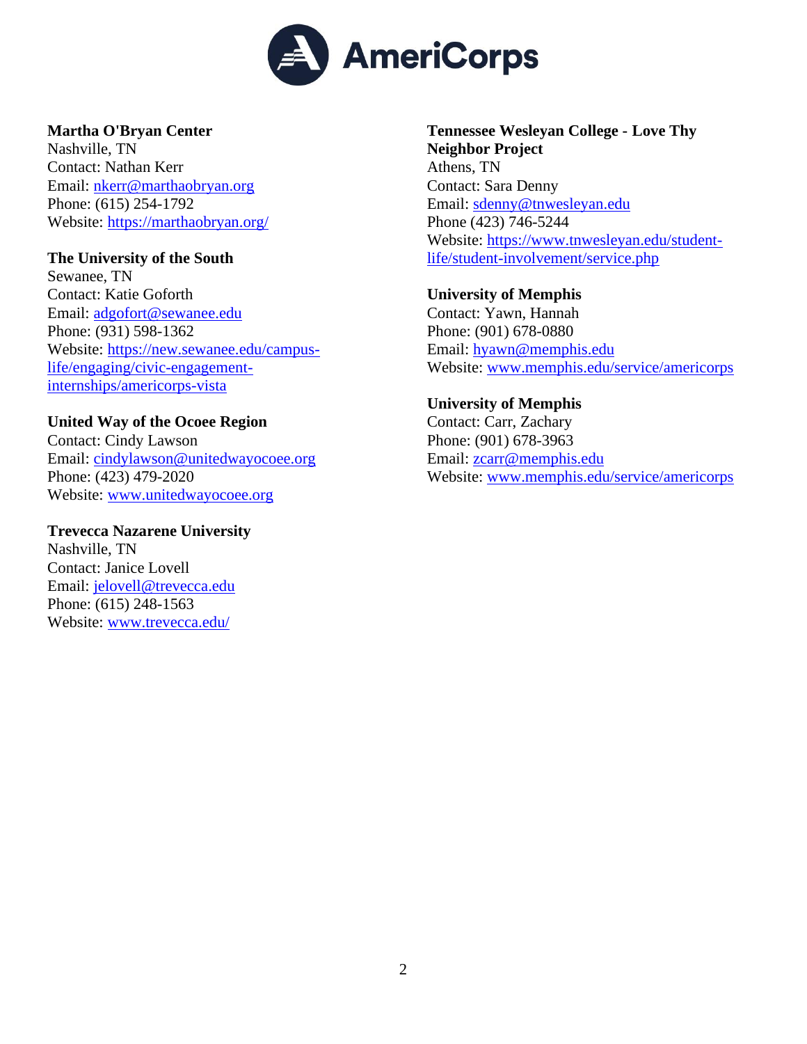**Martha O'Bryan Center**
Nashville, TN
Contact: Nathan Kerr
Email: nkerr@marthaobryan.org
Phone: (615) 254-1792
Website: https://marthaobryan.org/

**The University of the South**
Sewanee, TN
Contact: Katie Goforth
Email: adgofort@sewanee.edu
Phone: (931) 598-1362
Website: https://new.sewanee.edu/campus-life/engaging/civic-engagement-internships/americorps-vista

**United Way of the Ocoee Region**
Contact: Cindy Lawson
Email: cindylawson@unitedwayocoee.org
Phone: (423) 479-2020
Website: www.unitedwayocoee.org

**Trevecca Nazarene University**
Nashville, TN
Contact: Janice Lovell
Email: jelovell@trevecca.edu
Phone: (615) 248-1563
Website: www.trevecca.edu/

**Tennessee Wesleyan College - Love Thy Neighbor Project**
Athens, TN
Contact: Sara Denny
Email: sdenny@tnwesleyan.edu
Phone (423) 746-5244
Website: https://www.tnwesleyan.edu/student-life/student-involvement/service.php

**University of Memphis**
Contact: Yawn, Hannah
Phone: (901) 678-0880
Email: hyawn@memphis.edu
Website: www.memphis.edu/service/americorps

**University of Memphis**
Contact: Carr, Zachary
Phone: (901) 678-3963
Email: zcarr@memphis.edu
Website: www.memphis.edu/service/americorps